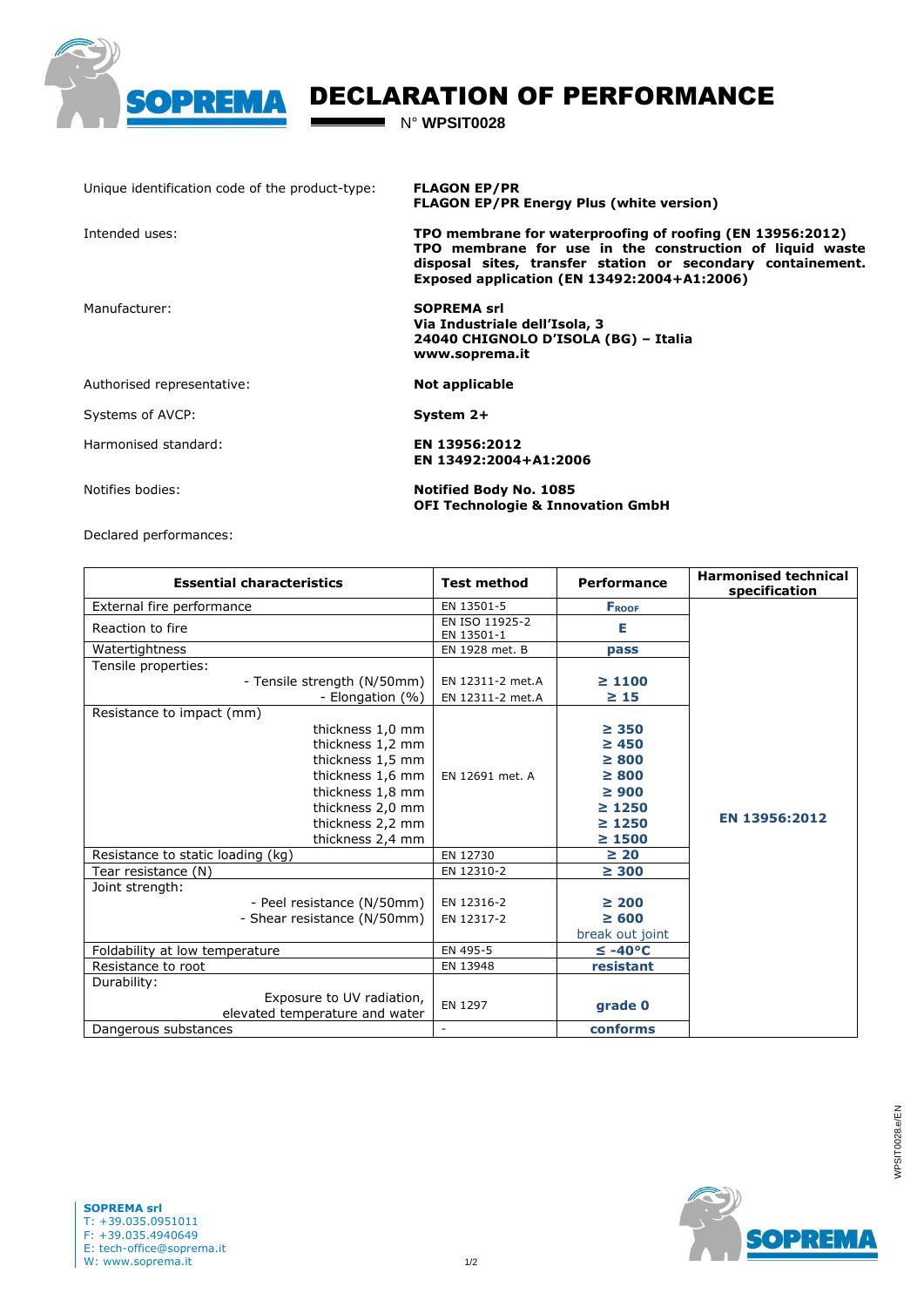# DECLARATION OF PERFORMANCE

N° **WPSIT0028**

| | |
|---|---|
| Unique identification code of the product-type: | **FLAGON EP/PR**<br>**FLAGON EP/PR Energy Plus (white version)** |
| Intended uses: | **TPO membrane for waterproofing of roofing (EN 13956:2012)**<br>**TPO membrane for use in the construction of liquid waste disposal sites, transfer station or secondary containement. Exposed application (EN 13492:2004+A1:2006)** |
| Manufacturer: | **SOPREMA srl**<br>**Via Industriale dell'Isola, 3**<br>**24040 CHIGNOLO D'ISOLA (BG) – Italia**<br>**www.soprema.it** |
| Authorised representative: | **Not applicable** |
| Systems of AVCP: | **System 2+** |
| Harmonised standard: | **EN 13956:2012**<br>**EN 13492:2004+A1:2006** |
| Notifies bodies: | **Notified Body No. 1085**<br>**OFI Technologie & Innovation GmbH** |

Declared performances:

| Essential characteristics | Test method | Performance | Harmonised technical specification |
|---|---|---|---|
| External fire performance | EN 13501-5 | **$F_{ROOF}$** | **EN 13956:2012** |
| Reaction to fire | EN ISO 11925-2<br>EN 13501-1 | **E** | |
| Watertightness | EN 1928 met. B | **pass** | |
| Tensile properties: | | | |
| - Tensile strength (N/50mm) | EN 12311-2 met.A | **≥ 1100** | |
| - Elongation (%) | EN 12311-2 met.A | **≥ 15** | |
| Resistance to impact (mm) | | | |
| thickness 1,0 mm | EN 12691 met. A | **≥ 350** | |
| thickness 1,2 mm | EN 12691 met. A | **≥ 450** | |
| thickness 1,5 mm | EN 12691 met. A | **≥ 800** | |
| thickness 1,6 mm | EN 12691 met. A | **≥ 800** | |
| thickness 1,8 mm | EN 12691 met. A | **≥ 900** | |
| thickness 2,0 mm | EN 12691 met. A | **≥ 1250** | |
| thickness 2,2 mm | EN 12691 met. A | **≥ 1250** | |
| thickness 2,4 mm | EN 12691 met. A | **≥ 1500** | |
| Resistance to static loading (kg) | EN 12730 | **≥ 20** | |
| Tear resistance (N) | EN 12310-2 | **≥ 300** | |
| Joint strength: | | | |
| - Peel resistance (N/50mm) | EN 12316-2 | **≥ 200** | |
| - Shear resistance (N/50mm) | EN 12317-2 | **≥ 600**<br>break out joint | |
| Foldability at low temperature | EN 495-5 | **≤ -40°C** | |
| Resistance to root | EN 13948 | **resistant** | |
| Durability: | | | |
| Exposure to UV radiation, elevated temperature and water | EN 1297 | **grade 0** | |
| Dangerous substances | - | **conforms** | |

**SOPREMA srl**
T: +39.035.0951011
F: +39.035.4940649
E: tech-office@soprema.it
W: www.soprema.it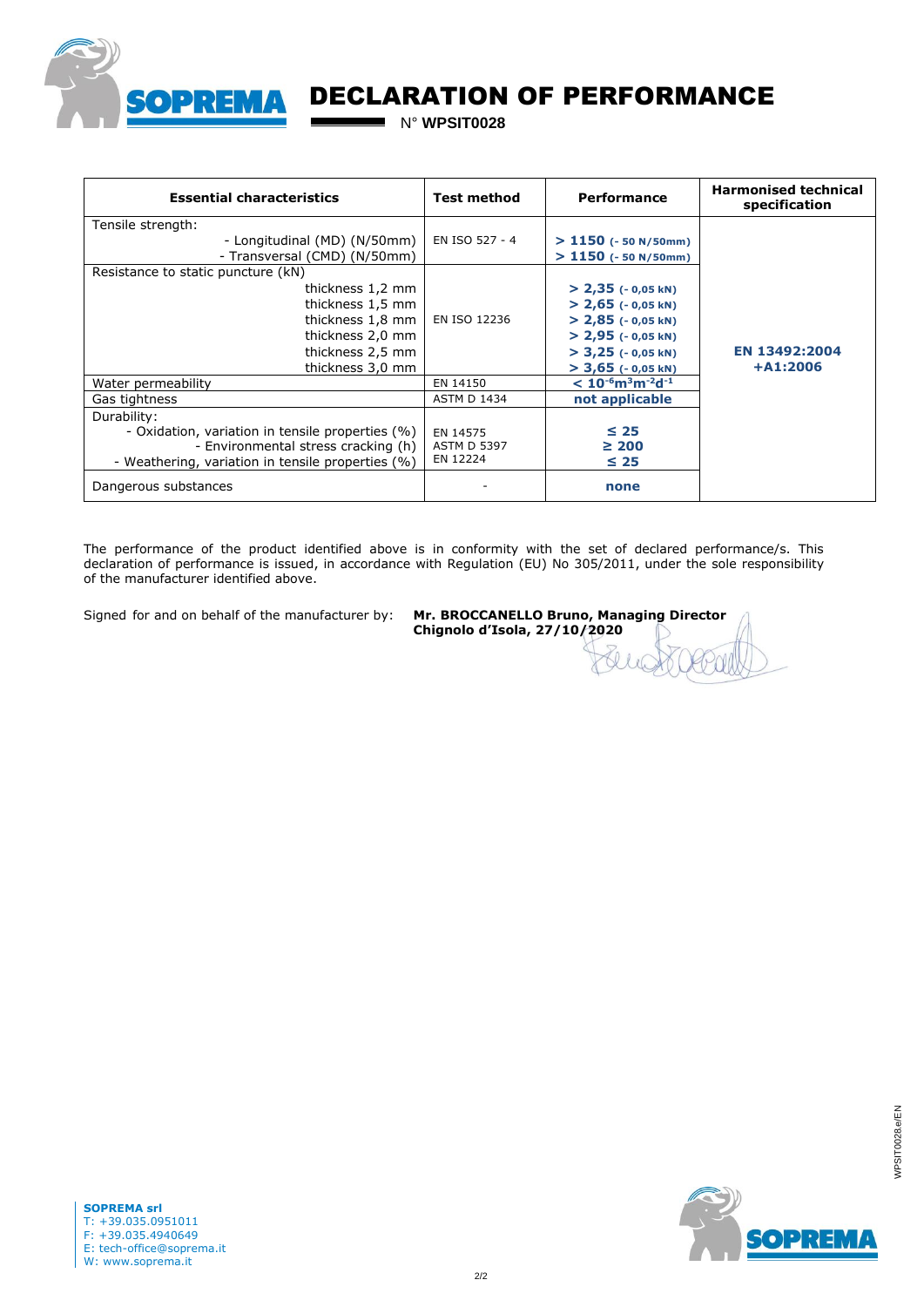# DECLARATION OF PERFORMANCE

N° **WPSIT0028**

| Essential characteristics | Test method | Performance | Harmonised technical specification |
|---|---|---|---|
| Tensile strength: | | | |
| - Longitudinal (MD) (N/50mm) | EN ISO 527 - 4 | **> 1150** (- 50 N/50mm) | |
| - Transversal (CMD) (N/50mm) | | **> 1150** (- 50 N/50mm) | |
| Resistance to static puncture (kN) | | | |
| thickness 1,2 mm | EN ISO 12236 | **> 2,35** (- 0,05 kN) | |
| thickness 1,5 mm | | **> 2,65** (- 0,05 kN) | |
| thickness 1,8 mm | | **> 2,85** (- 0,05 kN) | |
| thickness 2,0 mm | | **> 2,95** (- 0,05 kN) | |
| thickness 2,5 mm | | **> 3,25** (- 0,05 kN) | **EN 13492:2004 +A1:2006** |
| thickness 3,0 mm | | **> 3,65** (- 0,05 kN) | |
| Water permeability | EN 14150 | **$< 10^{-6} m^3 m^{-2} d^{-1}$** | |
| Gas tightness | ASTM D 1434 | **not applicable** | |
| Durability: | | | |
| - Oxidation, variation in tensile properties (%) | EN 14575 | **≤ 25** | |
| - Environmental stress cracking (h) | ASTM D 5397 | **≥ 200** | |
| - Weathering, variation in tensile properties (%) | EN 12224 | **≤ 25** | |
| Dangerous substances | - | **none** | |

The performance of the product identified above is in conformity with the set of declared performance/s. This declaration of performance is issued, in accordance with Regulation (EU) No 305/2011, under the sole responsibility of the manufacturer identified above.

Signed for and on behalf of the manufacturer by: **Mr. BROCCANELLO Bruno, Managing Director**
**Chignolo d'Isola, 27/10/2020**

**SOPREMA srl**
T: +39.035.0951011
F: +39.035.4940649
E: tech-office@soprema.it
W: www.soprema.it

WPSIT0028.e/EN